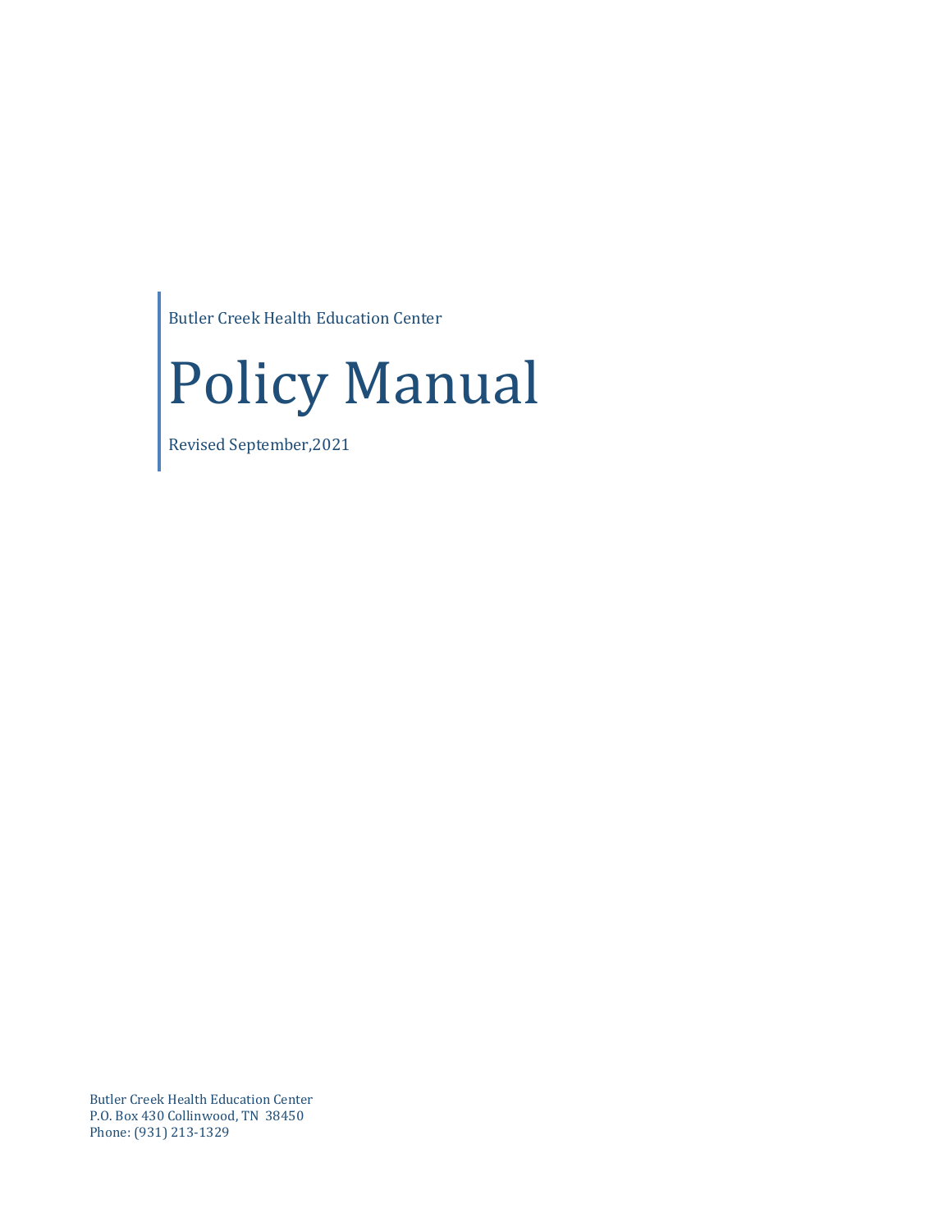Butler Creek Health Education Center

# Policy Manual

Revised September,2021

Butler Creek Health Education Center
P.O. Box 430 Collinwood, TN  38450
Phone: (931) 213-1329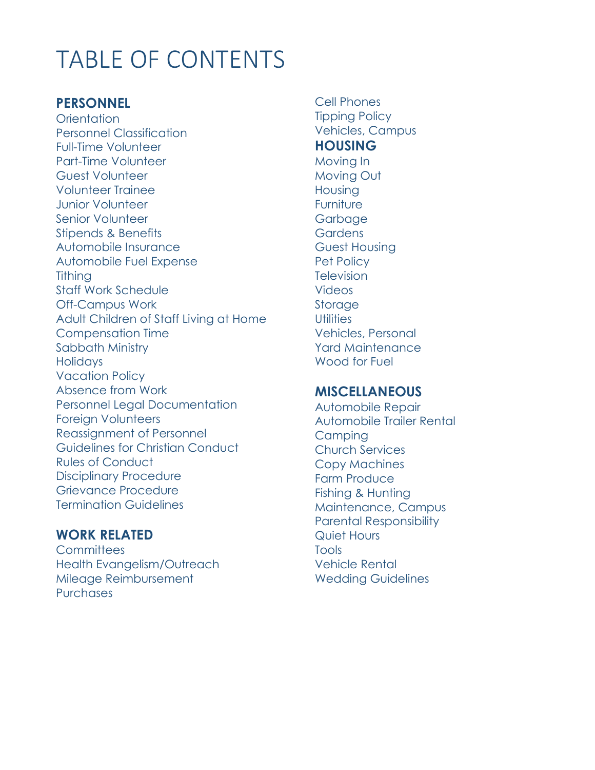# TABLE OF CONTENTS

## PERSONNEL

Orientation
Personnel Classification
Full-Time Volunteer
Part-Time Volunteer
Guest Volunteer
Volunteer Trainee
Junior Volunteer
Senior Volunteer
Stipends & Benefits
Automobile Insurance
Automobile Fuel Expense
Tithing
Staff Work Schedule
Off-Campus Work
Adult Children of Staff Living at Home
Compensation Time
Sabbath Ministry
Holidays
Vacation Policy
Absence from Work
Personnel Legal Documentation
Foreign Volunteers
Reassignment of Personnel
Guidelines for Christian Conduct
Rules of Conduct
Disciplinary Procedure
Grievance Procedure
Termination Guidelines

## WORK RELATED

Committees
Health Evangelism/Outreach
Mileage Reimbursement
Purchases
Cell Phones
Tipping Policy
Vehicles, Campus

## HOUSING

Moving In
Moving Out
Housing
Furniture
Garbage
Gardens
Guest Housing
Pet Policy
Television
Videos
Storage
Utilities
Vehicles, Personal
Yard Maintenance
Wood for Fuel

## MISCELLANEOUS

Automobile Repair
Automobile Trailer Rental
Camping
Church Services
Copy Machines
Farm Produce
Fishing & Hunting
Maintenance, Campus
Parental Responsibility
Quiet Hours
Tools
Vehicle Rental
Wedding Guidelines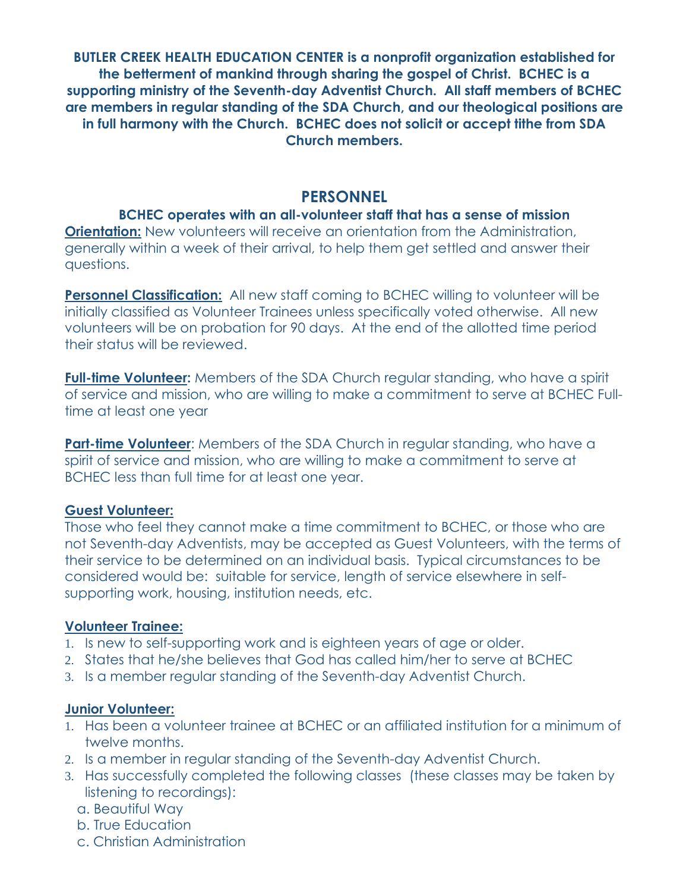**BUTLER CREEK HEALTH EDUCATION CENTER is a nonprofit organization established for the betterment of mankind through sharing the gospel of Christ. BCHEC is a supporting ministry of the Seventh-day Adventist Church. All staff members of BCHEC are members in regular standing of the SDA Church, and our theological positions are in full harmony with the Church. BCHEC does not solicit or accept tithe from SDA Church members.**

## PERSONNEL

### BCHEC operates with an all-volunteer staff that has a sense of mission

**Orientation:** New volunteers will receive an orientation from the Administration, generally within a week of their arrival, to help them get settled and answer their questions.

**Personnel Classification:** All new staff coming to BCHEC willing to volunteer will be initially classified as Volunteer Trainees unless specifically voted otherwise. All new volunteers will be on probation for 90 days. At the end of the allotted time period their status will be reviewed.

**Full-time Volunteer:** Members of the SDA Church regular standing, who have a spirit of service and mission, who are willing to make a commitment to serve at BCHEC Full-time at least one year

**Part-time Volunteer**: Members of the SDA Church in regular standing, who have a spirit of service and mission, who are willing to make a commitment to serve at BCHEC less than full time for at least one year.

**Guest Volunteer:**

Those who feel they cannot make a time commitment to BCHEC, or those who are not Seventh-day Adventists, may be accepted as Guest Volunteers, with the terms of their service to be determined on an individual basis. Typical circumstances to be considered would be: suitable for service, length of service elsewhere in self-supporting work, housing, institution needs, etc.

**Volunteer Trainee:**

1. Is new to self-supporting work and is eighteen years of age or older.
2. States that he/she believes that God has called him/her to serve at BCHEC
3. Is a member regular standing of the Seventh-day Adventist Church.

**Junior Volunteer:**

1. Has been a volunteer trainee at BCHEC or an affiliated institution for a minimum of twelve months.
2. Is a member in regular standing of the Seventh-day Adventist Church.
3. Has successfully completed the following classes (these classes may be taken by listening to recordings):
   a. Beautiful Way
   b. True Education
   c. Christian Administration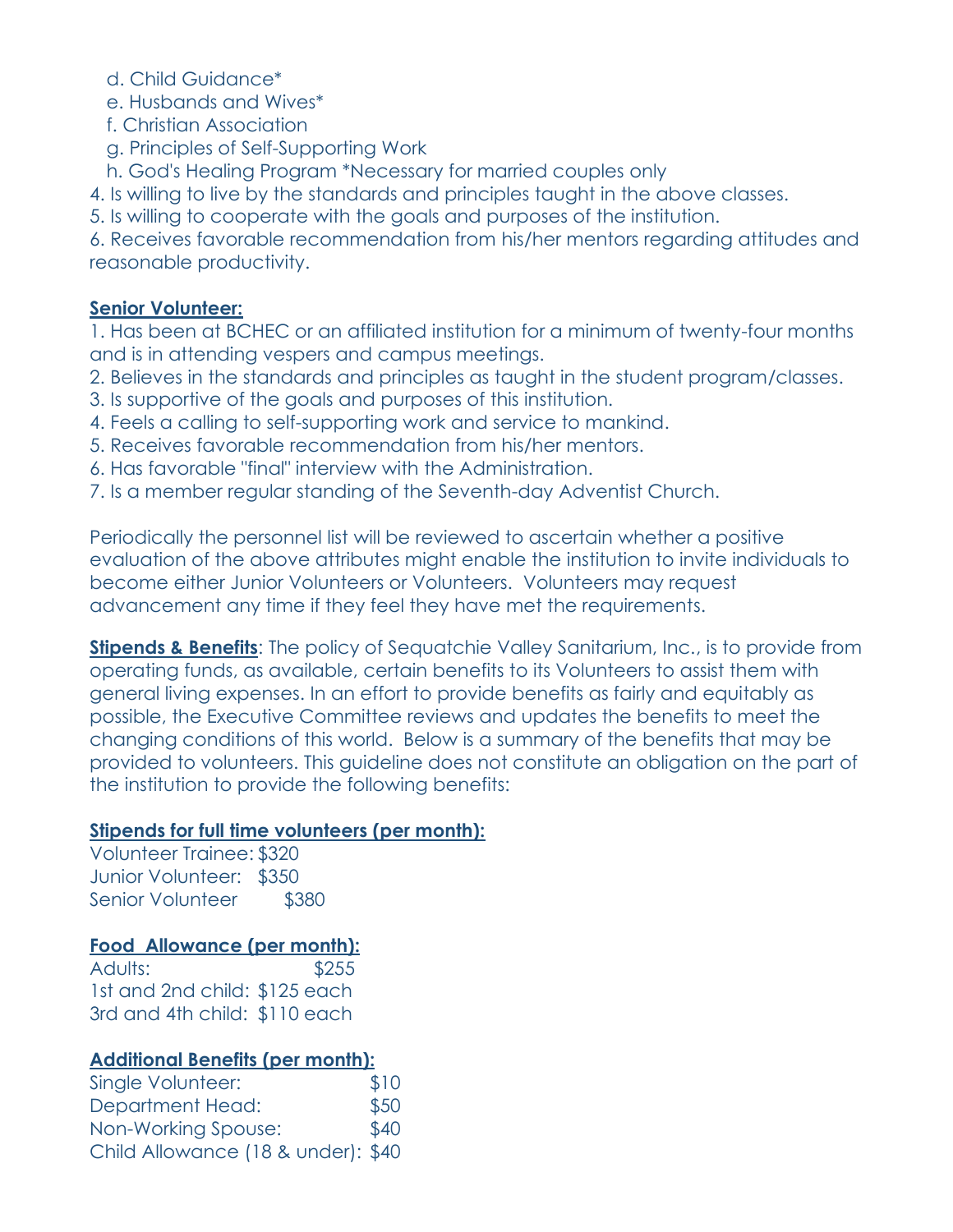d. Child Guidance*
    e. Husbands and Wives*
    f. Christian Association
    g. Principles of Self-Supporting Work
    h. God's Healing Program *Necessary for married couples only
4. Is willing to live by the standards and principles taught in the above classes.
5. Is willing to cooperate with the goals and purposes of the institution.
6. Receives favorable recommendation from his/her mentors regarding attitudes and reasonable productivity.

**<u>Senior Volunteer:</u>**

1. Has been at BCHEC or an affiliated institution for a minimum of twenty-four months and is in attending vespers and campus meetings.
2. Believes in the standards and principles as taught in the student program/classes.
3. Is supportive of the goals and purposes of this institution.
4. Feels a calling to self-supporting work and service to mankind.
5. Receives favorable recommendation from his/her mentors.
6. Has favorable "final" interview with the Administration.
7. Is a member regular standing of the Seventh-day Adventist Church.

Periodically the personnel list will be reviewed to ascertain whether a positive evaluation of the above attributes might enable the institution to invite individuals to become either Junior Volunteers or Volunteers. Volunteers may request advancement any time if they feel they have met the requirements.

**<u>Stipends & Benefits</u>**: The policy of Sequatchie Valley Sanitarium, Inc., is to provide from operating funds, as available, certain benefits to its Volunteers to assist them with general living expenses. In an effort to provide benefits as fairly and equitably as possible, the Executive Committee reviews and updates the benefits to meet the changing conditions of this world. Below is a summary of the benefits that may be provided to volunteers. This guideline does not constitute an obligation on the part of the institution to provide the following benefits:

**<u>Stipends for full time volunteers (per month):</u>**

Volunteer Trainee: $320
Junior Volunteer: $350
Senior Volunteer $380

**<u>Food Allowance (per month):</u>**

Adults: $255
1st and 2nd child: $125 each
3rd and 4th child: $110 each

**<u>Additional Benefits (per month):</u>**

Single Volunteer: $10
Department Head: $50
Non-Working Spouse: $40
Child Allowance (18 & under): $40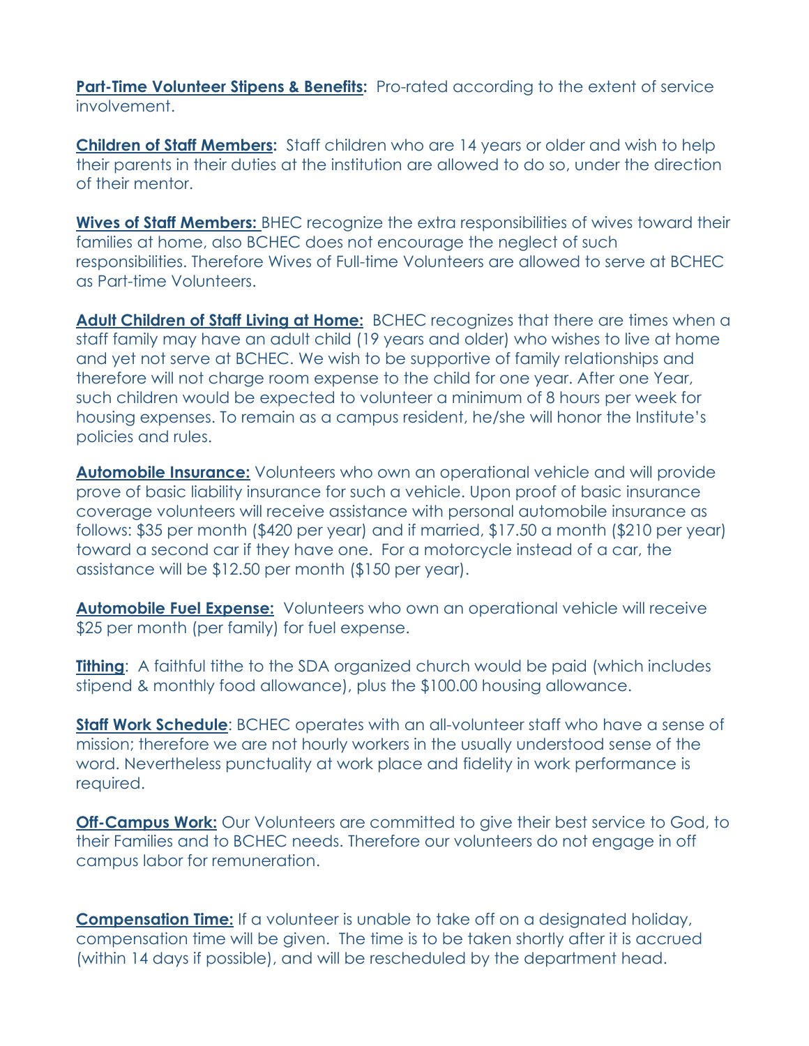**Part-Time Volunteer Stipens & Benefits:** Pro-rated according to the extent of service involvement.

**Children of Staff Members:** Staff children who are 14 years or older and wish to help their parents in their duties at the institution are allowed to do so, under the direction of their mentor.

**Wives of Staff Members:** BHEC recognize the extra responsibilities of wives toward their families at home, also BCHEC does not encourage the neglect of such responsibilities. Therefore Wives of Full-time Volunteers are allowed to serve at BCHEC as Part-time Volunteers.

**Adult Children of Staff Living at Home:** BCHEC recognizes that there are times when a staff family may have an adult child (19 years and older) who wishes to live at home and yet not serve at BCHEC. We wish to be supportive of family relationships and therefore will not charge room expense to the child for one year. After one Year, such children would be expected to volunteer a minimum of 8 hours per week for housing expenses. To remain as a campus resident, he/she will honor the Institute's policies and rules.

**Automobile Insurance:** Volunteers who own an operational vehicle and will provide prove of basic liability insurance for such a vehicle. Upon proof of basic insurance coverage volunteers will receive assistance with personal automobile insurance as follows: $35 per month ($420 per year) and if married, $17.50 a month ($210 per year) toward a second car if they have one. For a motorcycle instead of a car, the assistance will be $12.50 per month ($150 per year).

**Automobile Fuel Expense:** Volunteers who own an operational vehicle will receive $25 per month (per family) for fuel expense.

**Tithing**: A faithful tithe to the SDA organized church would be paid (which includes stipend & monthly food allowance), plus the $100.00 housing allowance.

**Staff Work Schedule**: BCHEC operates with an all-volunteer staff who have a sense of mission; therefore we are not hourly workers in the usually understood sense of the word. Nevertheless punctuality at work place and fidelity in work performance is required.

**Off-Campus Work:** Our Volunteers are committed to give their best service to God, to their Families and to BCHEC needs. Therefore our volunteers do not engage in off campus labor for remuneration.

**Compensation Time:** If a volunteer is unable to take off on a designated holiday, compensation time will be given. The time is to be taken shortly after it is accrued (within 14 days if possible), and will be rescheduled by the department head.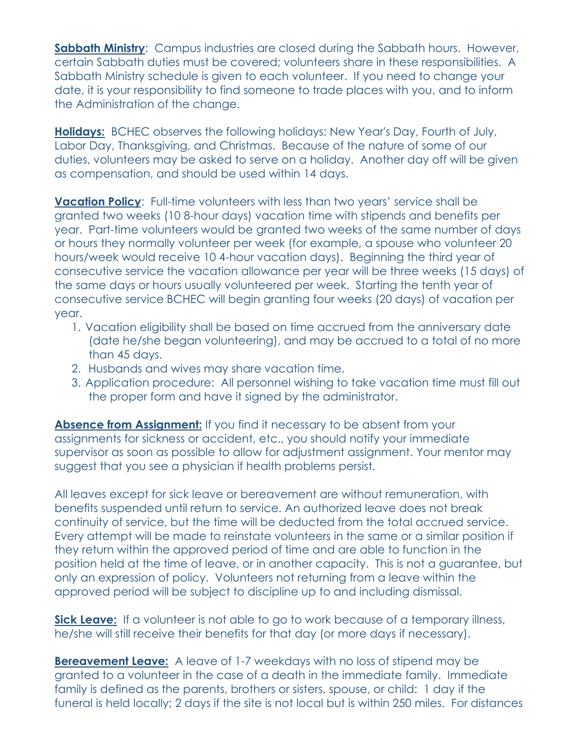**Sabbath Ministry**: Campus industries are closed during the Sabbath hours. However, certain Sabbath duties must be covered; volunteers share in these responsibilities. A Sabbath Ministry schedule is given to each volunteer. If you need to change your date, it is your responsibility to find someone to trade places with you, and to inform the Administration of the change.

**Holidays:** BCHEC observes the following holidays: New Year's Day, Fourth of July, Labor Day, Thanksgiving, and Christmas. Because of the nature of some of our duties, volunteers may be asked to serve on a holiday. Another day off will be given as compensation, and should be used within 14 days.

**Vacation Policy**: Full-time volunteers with less than two years' service shall be granted two weeks (10 8-hour days) vacation time with stipends and benefits per year. Part-time volunteers would be granted two weeks of the same number of days or hours they normally volunteer per week (for example, a spouse who volunteer 20 hours/week would receive 10 4-hour vacation days). Beginning the third year of consecutive service the vacation allowance per year will be three weeks (15 days) of the same days or hours usually volunteered per week. Starting the tenth year of consecutive service BCHEC will begin granting four weeks (20 days) of vacation per year.

1. Vacation eligibility shall be based on time accrued from the anniversary date (date he/she began volunteering), and may be accrued to a total of no more than 45 days.
2. Husbands and wives may share vacation time.
3. Application procedure: All personnel wishing to take vacation time must fill out the proper form and have it signed by the administrator.

**Absence from Assignment:** If you find it necessary to be absent from your assignments for sickness or accident, etc., you should notify your immediate supervisor as soon as possible to allow for adjustment assignment. Your mentor may suggest that you see a physician if health problems persist.

All leaves except for sick leave or bereavement are without remuneration, with benefits suspended until return to service. An authorized leave does not break continuity of service, but the time will be deducted from the total accrued service. Every attempt will be made to reinstate volunteers in the same or a similar position if they return within the approved period of time and are able to function in the position held at the time of leave, or in another capacity. This is not a guarantee, but only an expression of policy. Volunteers not returning from a leave within the approved period will be subject to discipline up to and including dismissal.

**Sick Leave:** If a volunteer is not able to go to work because of a temporary illness, he/she will still receive their benefits for that day (or more days if necessary).

**Bereavement Leave:** A leave of 1-7 weekdays with no loss of stipend may be granted to a volunteer in the case of a death in the immediate family. Immediate family is defined as the parents, brothers or sisters, spouse, or child: 1 day if the funeral is held locally; 2 days if the site is not local but is within 250 miles. For distances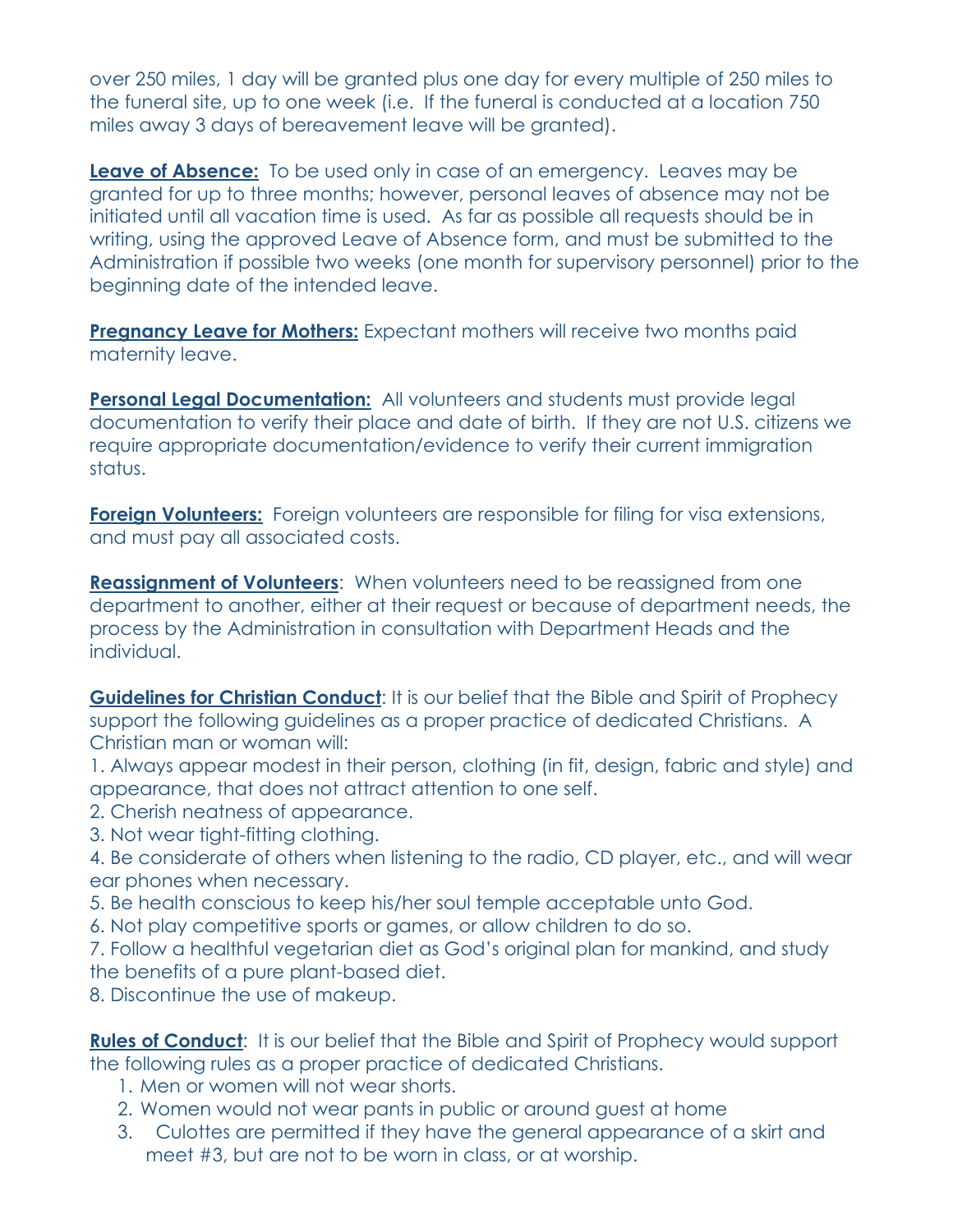over 250 miles, 1 day will be granted plus one day for every multiple of 250 miles to the funeral site, up to one week (i.e. If the funeral is conducted at a location 750 miles away 3 days of bereavement leave will be granted).

**Leave of Absence:** To be used only in case of an emergency. Leaves may be granted for up to three months; however, personal leaves of absence may not be initiated until all vacation time is used. As far as possible all requests should be in writing, using the approved Leave of Absence form, and must be submitted to the Administration if possible two weeks (one month for supervisory personnel) prior to the beginning date of the intended leave.

**Pregnancy Leave for Mothers:** Expectant mothers will receive two months paid maternity leave.

**Personal Legal Documentation:** All volunteers and students must provide legal documentation to verify their place and date of birth. If they are not U.S. citizens we require appropriate documentation/evidence to verify their current immigration status.

**Foreign Volunteers:** Foreign volunteers are responsible for filing for visa extensions, and must pay all associated costs.

**Reassignment of Volunteers**: When volunteers need to be reassigned from one department to another, either at their request or because of department needs, the process by the Administration in consultation with Department Heads and the individual.

**Guidelines for Christian Conduct**: It is our belief that the Bible and Spirit of Prophecy support the following guidelines as a proper practice of dedicated Christians. A Christian man or woman will:

1. Always appear modest in their person, clothing (in fit, design, fabric and style) and appearance, that does not attract attention to one self.
2. Cherish neatness of appearance.
3. Not wear tight-fitting clothing.
4. Be considerate of others when listening to the radio, CD player, etc., and will wear ear phones when necessary.
5. Be health conscious to keep his/her soul temple acceptable unto God.
6. Not play competitive sports or games, or allow children to do so.
7. Follow a healthful vegetarian diet as God's original plan for mankind, and study the benefits of a pure plant-based diet.
8. Discontinue the use of makeup.

**Rules of Conduct**: It is our belief that the Bible and Spirit of Prophecy would support the following rules as a proper practice of dedicated Christians.

1. Men or women will not wear shorts.
2. Women would not wear pants in public or around guest at home
3. Culottes are permitted if they have the general appearance of a skirt and meet #3, but are not to be worn in class, or at worship.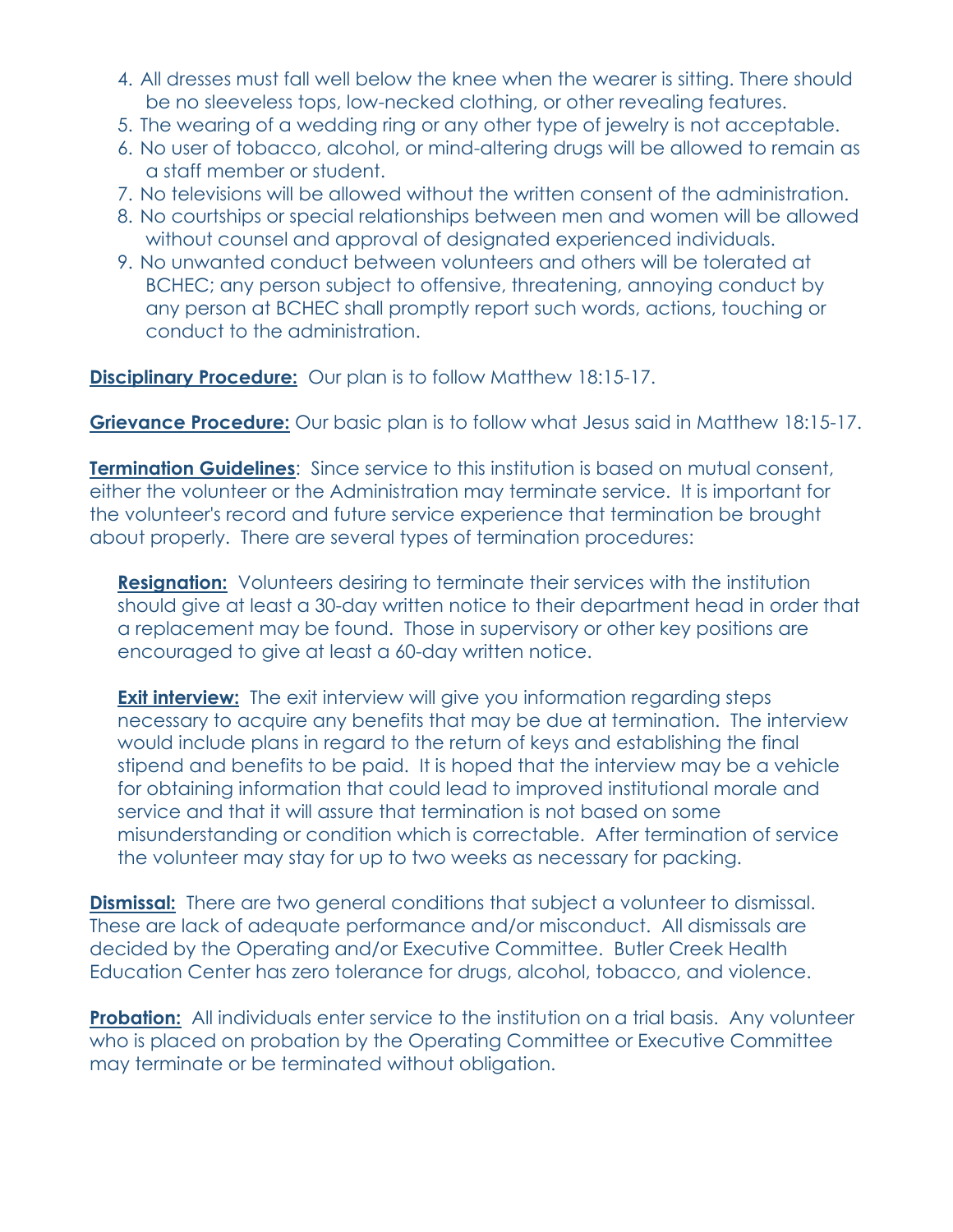4. All dresses must fall well below the knee when the wearer is sitting. There should be no sleeveless tops, low-necked clothing, or other revealing features.
5. The wearing of a wedding ring or any other type of jewelry is not acceptable.
6. No user of tobacco, alcohol, or mind-altering drugs will be allowed to remain as a staff member or student.
7. No televisions will be allowed without the written consent of the administration.
8. No courtships or special relationships between men and women will be allowed without counsel and approval of designated experienced individuals.
9. No unwanted conduct between volunteers and others will be tolerated at BCHEC; any person subject to offensive, threatening, annoying conduct by any person at BCHEC shall promptly report such words, actions, touching or conduct to the administration.

**Disciplinary Procedure:** Our plan is to follow Matthew 18:15-17.

**Grievance Procedure:** Our basic plan is to follow what Jesus said in Matthew 18:15-17.

**Termination Guidelines**: Since service to this institution is based on mutual consent, either the volunteer or the Administration may terminate service. It is important for the volunteer's record and future service experience that termination be brought about properly. There are several types of termination procedures:

**Resignation:** Volunteers desiring to terminate their services with the institution should give at least a 30-day written notice to their department head in order that a replacement may be found. Those in supervisory or other key positions are encouraged to give at least a 60-day written notice.

**Exit interview:** The exit interview will give you information regarding steps necessary to acquire any benefits that may be due at termination. The interview would include plans in regard to the return of keys and establishing the final stipend and benefits to be paid. It is hoped that the interview may be a vehicle for obtaining information that could lead to improved institutional morale and service and that it will assure that termination is not based on some misunderstanding or condition which is correctable. After termination of service the volunteer may stay for up to two weeks as necessary for packing.

**Dismissal:** There are two general conditions that subject a volunteer to dismissal. These are lack of adequate performance and/or misconduct. All dismissals are decided by the Operating and/or Executive Committee. Butler Creek Health Education Center has zero tolerance for drugs, alcohol, tobacco, and violence.

**Probation:** All individuals enter service to the institution on a trial basis. Any volunteer who is placed on probation by the Operating Committee or Executive Committee may terminate or be terminated without obligation.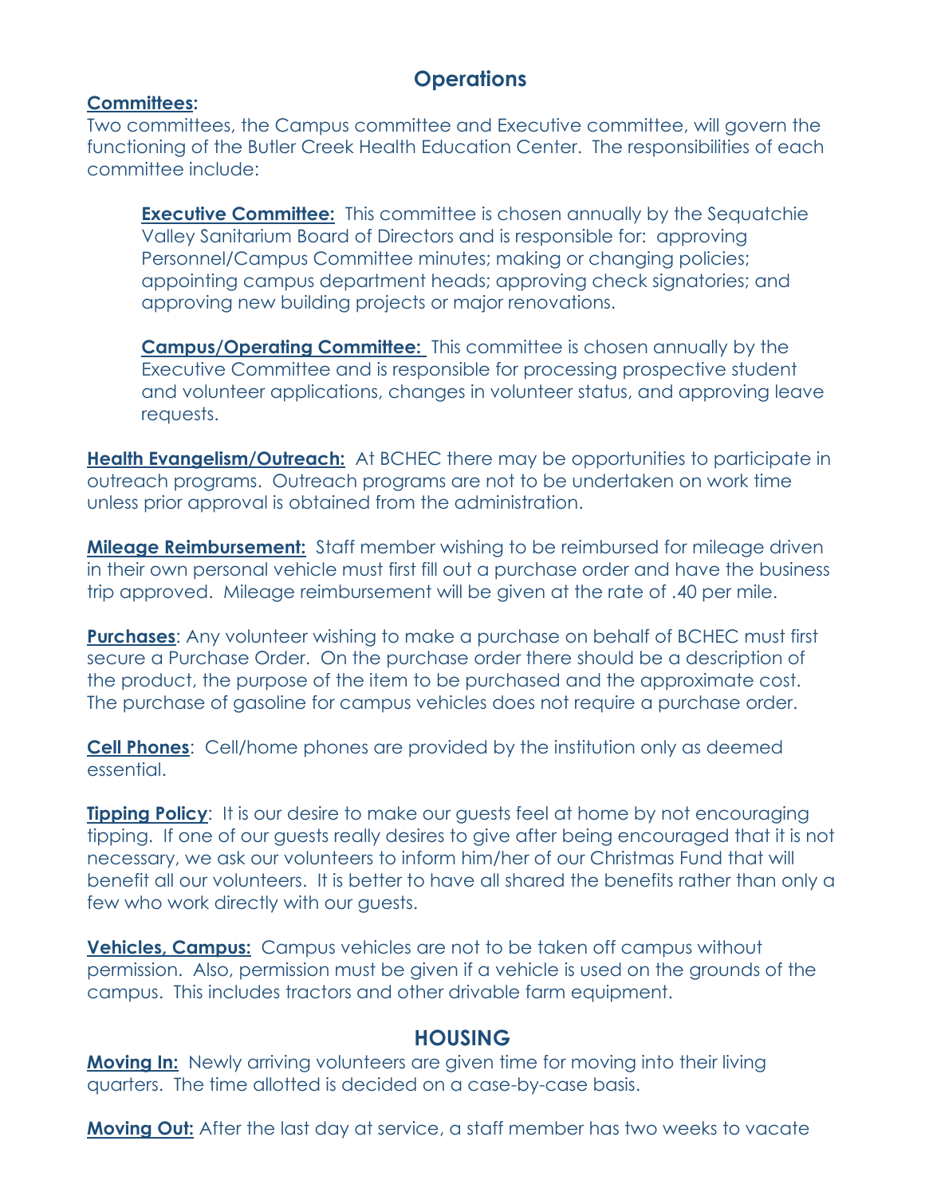## Operations

**Committees:**
Two committees, the Campus committee and Executive committee, will govern the functioning of the Butler Creek Health Education Center. The responsibilities of each committee include:

**Executive Committee:** This committee is chosen annually by the Sequatchie Valley Sanitarium Board of Directors and is responsible for: approving Personnel/Campus Committee minutes; making or changing policies; appointing campus department heads; approving check signatories; and approving new building projects or major renovations.

**Campus/Operating Committee:** This committee is chosen annually by the Executive Committee and is responsible for processing prospective student and volunteer applications, changes in volunteer status, and approving leave requests.

**Health Evangelism/Outreach:** At BCHEC there may be opportunities to participate in outreach programs. Outreach programs are not to be undertaken on work time unless prior approval is obtained from the administration.

**Mileage Reimbursement:** Staff member wishing to be reimbursed for mileage driven in their own personal vehicle must first fill out a purchase order and have the business trip approved. Mileage reimbursement will be given at the rate of .40 per mile.

**Purchases**: Any volunteer wishing to make a purchase on behalf of BCHEC must first secure a Purchase Order. On the purchase order there should be a description of the product, the purpose of the item to be purchased and the approximate cost. The purchase of gasoline for campus vehicles does not require a purchase order.

**Cell Phones**: Cell/home phones are provided by the institution only as deemed essential.

**Tipping Policy**: It is our desire to make our guests feel at home by not encouraging tipping. If one of our guests really desires to give after being encouraged that it is not necessary, we ask our volunteers to inform him/her of our Christmas Fund that will benefit all our volunteers. It is better to have all shared the benefits rather than only a few who work directly with our guests.

**Vehicles, Campus:** Campus vehicles are not to be taken off campus without permission. Also, permission must be given if a vehicle is used on the grounds of the campus. This includes tractors and other drivable farm equipment.

## HOUSING

**Moving In:** Newly arriving volunteers are given time for moving into their living quarters. The time allotted is decided on a case-by-case basis.

**Moving Out:** After the last day at service, a staff member has two weeks to vacate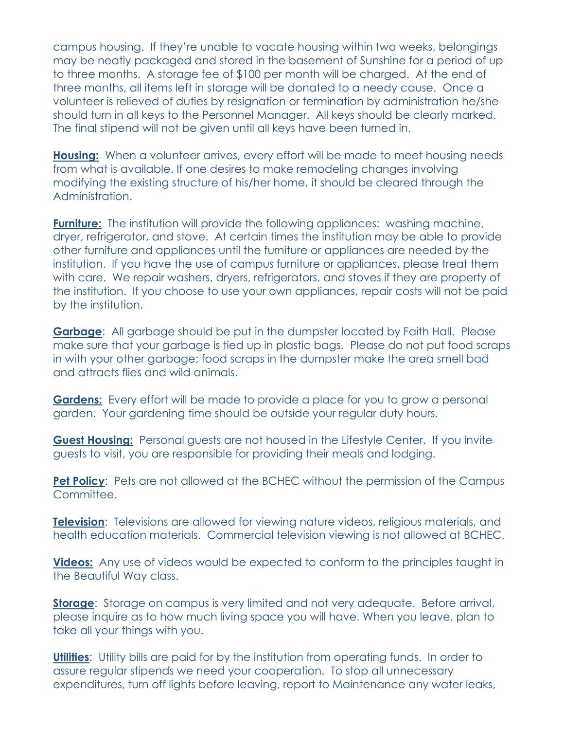campus housing.  If they're unable to vacate housing within two weeks, belongings may be neatly packaged and stored in the basement of Sunshine for a period of up to three months.  A storage fee of $100 per month will be charged.  At the end of three months, all items left in storage will be donated to a needy cause.  Once a volunteer is relieved of duties by resignation or termination by administration he/she should turn in all keys to the Personnel Manager.  All keys should be clearly marked. The final stipend will not be given until all keys have been turned in.

**Housing:** When a volunteer arrives, every effort will be made to meet housing needs from what is available. If one desires to make remodeling changes involving modifying the existing structure of his/her home, it should be cleared through the Administration.

**Furniture:** The institution will provide the following appliances:  washing machine, dryer, refrigerator, and stove.  At certain times the institution may be able to provide other furniture and appliances until the furniture or appliances are needed by the institution.  If you have the use of campus furniture or appliances, please treat them with care.  We repair washers, dryers, refrigerators, and stoves if they are property of the institution.  If you choose to use your own appliances, repair costs will not be paid by the institution.

**Garbage**:  All garbage should be put in the dumpster located by Faith Hall.  Please make sure that your garbage is tied up in plastic bags.  Please do not put food scraps in with your other garbage; food scraps in the dumpster make the area smell bad and attracts flies and wild animals.

**Gardens:** Every effort will be made to provide a place for you to grow a personal garden.  Your gardening time should be outside your regular duty hours.

**Guest Housing:** Personal guests are not housed in the Lifestyle Center.  If you invite guests to visit, you are responsible for providing their meals and lodging.

**Pet Policy**:  Pets are not allowed at the BCHEC without the permission of the Campus Committee.

**Television**:  Televisions are allowed for viewing nature videos, religious materials, and health education materials.  Commercial television viewing is not allowed at BCHEC.

**Videos:** Any use of videos would be expected to conform to the principles taught in the Beautiful Way class.

**Storage**:  Storage on campus is very limited and not very adequate.  Before arrival, please inquire as to how much living space you will have. When you leave, plan to take all your things with you.

**Utilities**:  Utility bills are paid for by the institution from operating funds.  In order to assure regular stipends we need your cooperation.  To stop all unnecessary expenditures, turn off lights before leaving, report to Maintenance any water leaks,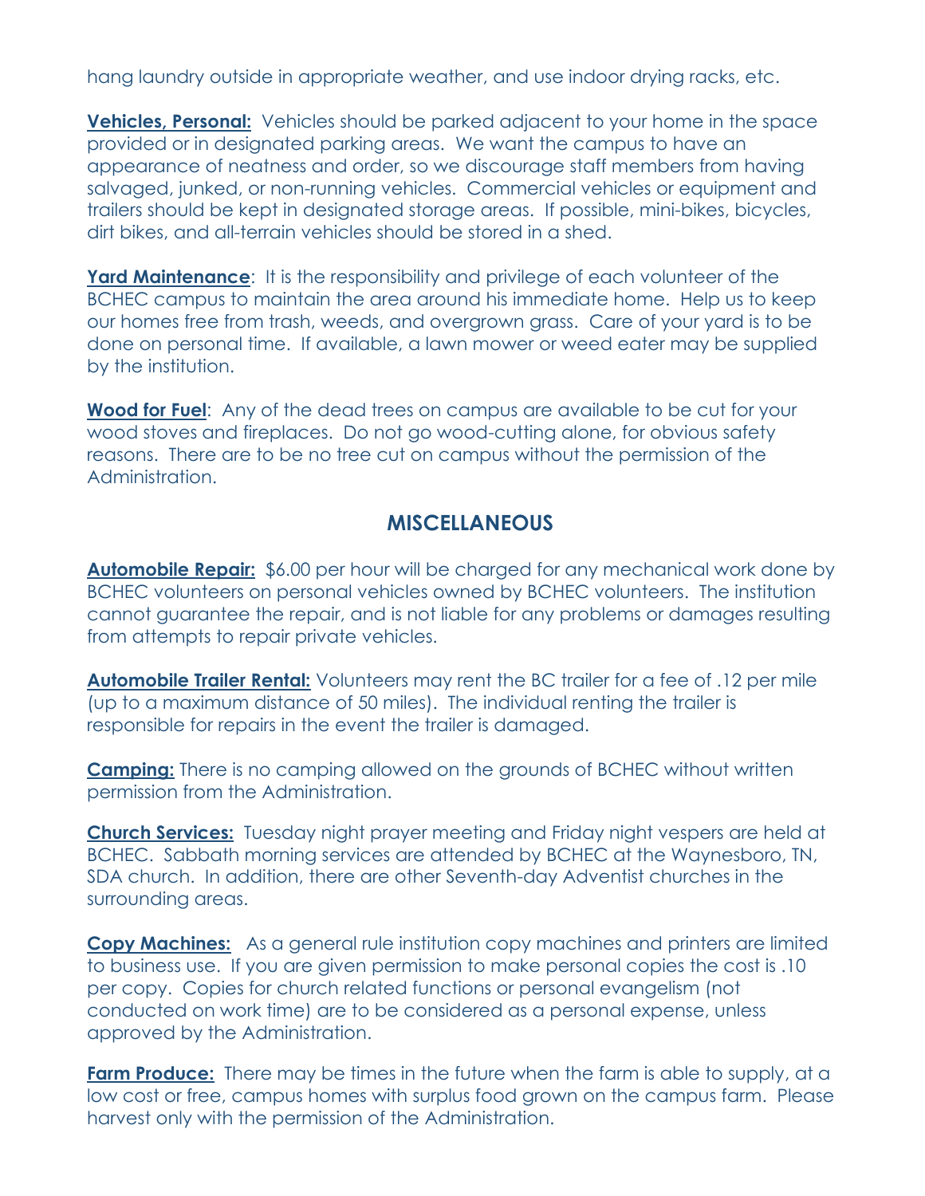hang laundry outside in appropriate weather, and use indoor drying racks, etc.

**Vehicles, Personal:** Vehicles should be parked adjacent to your home in the space provided or in designated parking areas. We want the campus to have an appearance of neatness and order, so we discourage staff members from having salvaged, junked, or non-running vehicles. Commercial vehicles or equipment and trailers should be kept in designated storage areas. If possible, mini-bikes, bicycles, dirt bikes, and all-terrain vehicles should be stored in a shed.

**Yard Maintenance**: It is the responsibility and privilege of each volunteer of the BCHEC campus to maintain the area around his immediate home. Help us to keep our homes free from trash, weeds, and overgrown grass. Care of your yard is to be done on personal time. If available, a lawn mower or weed eater may be supplied by the institution.

**Wood for Fuel**: Any of the dead trees on campus are available to be cut for your wood stoves and fireplaces. Do not go wood-cutting alone, for obvious safety reasons. There are to be no tree cut on campus without the permission of the Administration.

## MISCELLANEOUS

**Automobile Repair:** $6.00 per hour will be charged for any mechanical work done by BCHEC volunteers on personal vehicles owned by BCHEC volunteers. The institution cannot guarantee the repair, and is not liable for any problems or damages resulting from attempts to repair private vehicles.

**Automobile Trailer Rental:** Volunteers may rent the BC trailer for a fee of .12 per mile (up to a maximum distance of 50 miles). The individual renting the trailer is responsible for repairs in the event the trailer is damaged.

**Camping:** There is no camping allowed on the grounds of BCHEC without written permission from the Administration.

**Church Services:** Tuesday night prayer meeting and Friday night vespers are held at BCHEC. Sabbath morning services are attended by BCHEC at the Waynesboro, TN, SDA church. In addition, there are other Seventh-day Adventist churches in the surrounding areas.

**Copy Machines:** As a general rule institution copy machines and printers are limited to business use. If you are given permission to make personal copies the cost is .10 per copy. Copies for church related functions or personal evangelism (not conducted on work time) are to be considered as a personal expense, unless approved by the Administration.

**Farm Produce:** There may be times in the future when the farm is able to supply, at a low cost or free, campus homes with surplus food grown on the campus farm. Please harvest only with the permission of the Administration.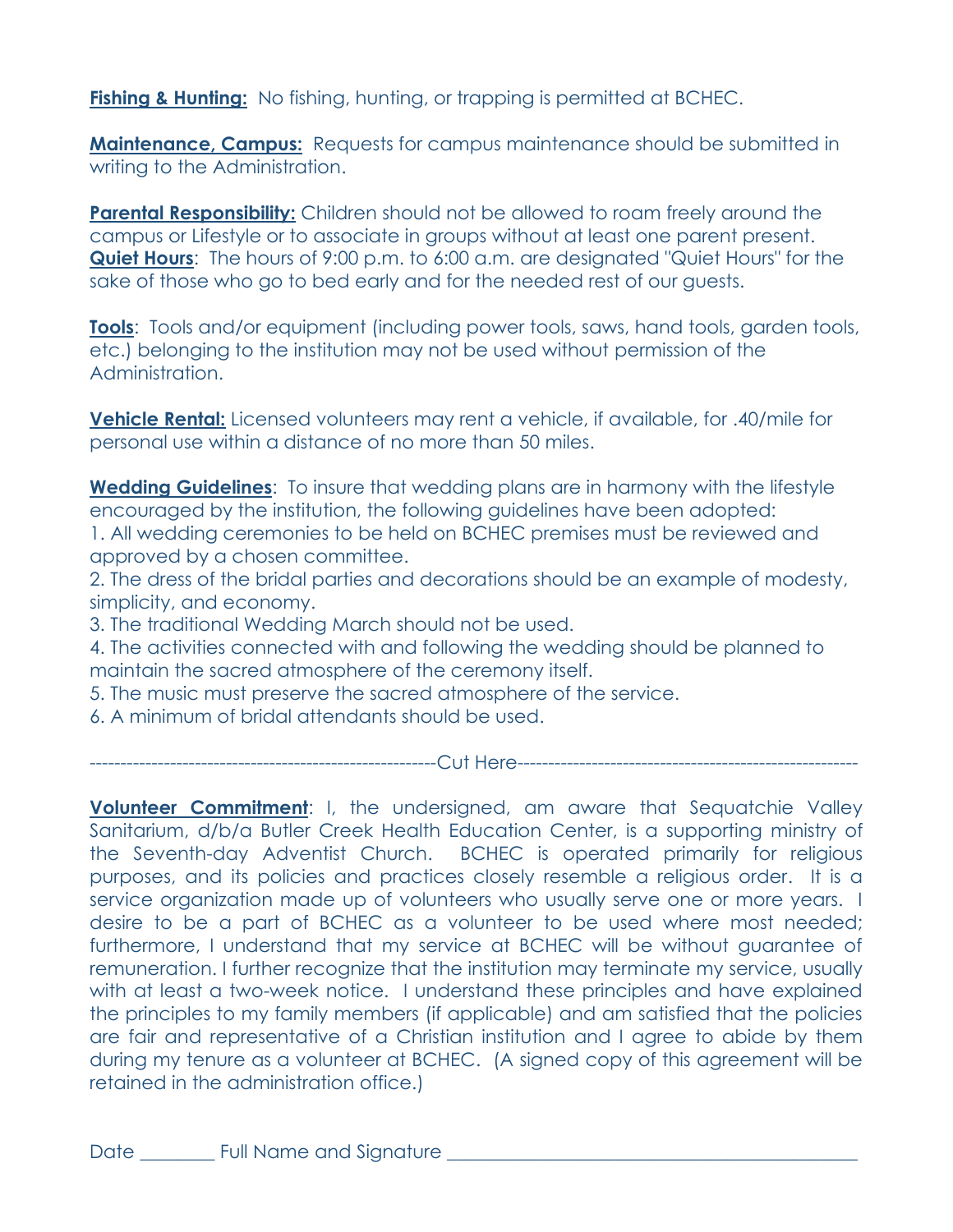**Fishing & Hunting:** No fishing, hunting, or trapping is permitted at BCHEC.

**Maintenance, Campus:** Requests for campus maintenance should be submitted in writing to the Administration.

**Parental Responsibility:** Children should not be allowed to roam freely around the campus or Lifestyle or to associate in groups without at least one parent present.
**Quiet Hours**: The hours of 9:00 p.m. to 6:00 a.m. are designated "Quiet Hours" for the sake of those who go to bed early and for the needed rest of our guests.

**Tools**: Tools and/or equipment (including power tools, saws, hand tools, garden tools, etc.) belonging to the institution may not be used without permission of the Administration.

**Vehicle Rental:** Licensed volunteers may rent a vehicle, if available, for .40/mile for personal use within a distance of no more than 50 miles.

**Wedding Guidelines**: To insure that wedding plans are in harmony with the lifestyle encouraged by the institution, the following guidelines have been adopted:
1. All wedding ceremonies to be held on BCHEC premises must be reviewed and approved by a chosen committee.
2. The dress of the bridal parties and decorations should be an example of modesty, simplicity, and economy.
3. The traditional Wedding March should not be used.
4. The activities connected with and following the wedding should be planned to maintain the sacred atmosphere of the ceremony itself.
5. The music must preserve the sacred atmosphere of the service.
6. A minimum of bridal attendants should be used.

--------------------------------------------------------Cut Here--------------------------------------------------------

**Volunteer Commitment**: I, the undersigned, am aware that Sequatchie Valley Sanitarium, d/b/a Butler Creek Health Education Center, is a supporting ministry of the Seventh-day Adventist Church. BCHEC is operated primarily for religious purposes, and its policies and practices closely resemble a religious order. It is a service organization made up of volunteers who usually serve one or more years. I desire to be a part of BCHEC as a volunteer to be used where most needed; furthermore, I understand that my service at BCHEC will be without guarantee of remuneration. I further recognize that the institution may terminate my service, usually with at least a two-week notice. I understand these principles and have explained the principles to my family members (if applicable) and am satisfied that the policies are fair and representative of a Christian institution and I agree to abide by them during my tenure as a volunteer at BCHEC. (A signed copy of this agreement will be retained in the administration office.)

Date ________ Full Name and Signature ____________________________________________